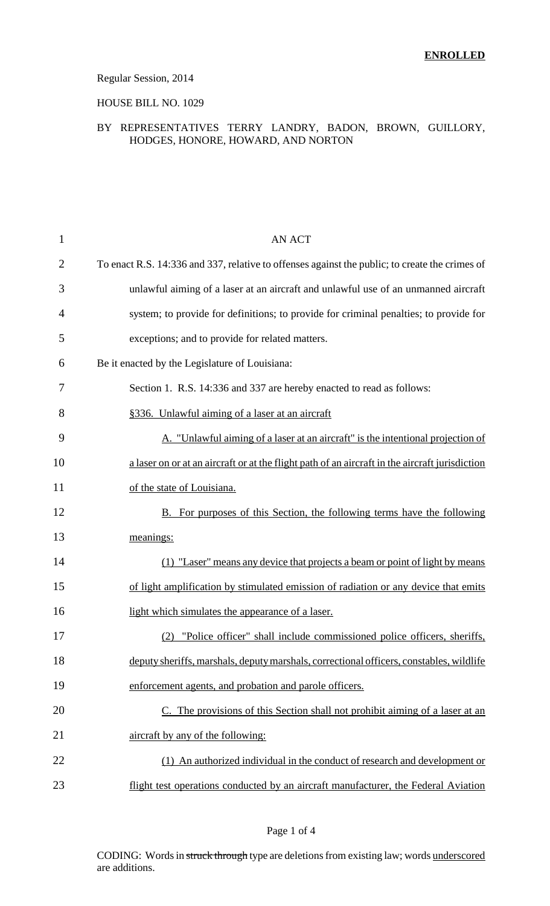**ENROLLED**

Regular Session, 2014

HOUSE BILL NO. 1029

BY REPRESENTATIVES TERRY LANDRY, BADON, BROWN, GUILLORY, HODGES, HONORE, HOWARD, AND NORTON

AN ACT

To enact R.S. 14:336 and 337, relative to offenses against the public; to create the crimes of unlawful aiming of a laser at an aircraft and unlawful use of an unmanned aircraft system; to provide for definitions; to provide for criminal penalties; to provide for exceptions; and to provide for related matters.

Be it enacted by the Legislature of Louisiana:

Section 1. R.S. 14:336 and 337 are hereby enacted to read as follows:

§336. Unlawful aiming of a laser at an aircraft

A. "Unlawful aiming of a laser at an aircraft" is the intentional projection of a laser on or at an aircraft or at the flight path of an aircraft in the aircraft jurisdiction of the state of Louisiana.

B. For purposes of this Section, the following terms have the following meanings:

(1) "Laser" means any device that projects a beam or point of light by means of light amplification by stimulated emission of radiation or any device that emits light which simulates the appearance of a laser.

(2) "Police officer" shall include commissioned police officers, sheriffs, deputy sheriffs, marshals, deputy marshals, correctional officers, constables, wildlife enforcement agents, and probation and parole officers.

C. The provisions of this Section shall not prohibit aiming of a laser at an aircraft by any of the following:

(1) An authorized individual in the conduct of research and development or flight test operations conducted by an aircraft manufacturer, the Federal Aviation

CODING: Words in ~~struck through~~ type are deletions from existing law; words underscored are additions.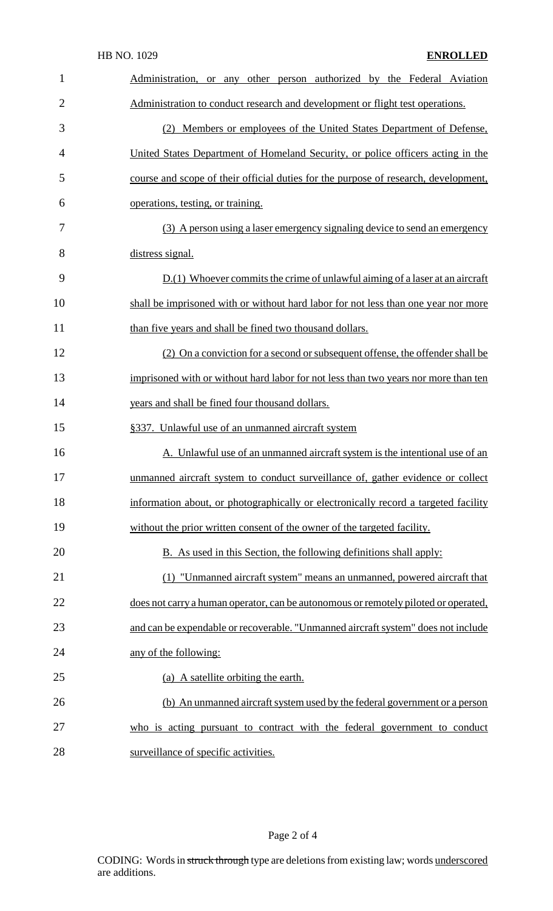Administration, or any other person authorized by the Federal Aviation Administration to conduct research and development or flight test operations.

(2) Members or employees of the United States Department of Defense, United States Department of Homeland Security, or police officers acting in the course and scope of their official duties for the purpose of research, development, operations, testing, or training.

(3) A person using a laser emergency signaling device to send an emergency distress signal.

D.(1) Whoever commits the crime of unlawful aiming of a laser at an aircraft shall be imprisoned with or without hard labor for not less than one year nor more than five years and shall be fined two thousand dollars.

(2) On a conviction for a second or subsequent offense, the offender shall be imprisoned with or without hard labor for not less than two years nor more than ten years and shall be fined four thousand dollars.

§337. Unlawful use of an unmanned aircraft system

A. Unlawful use of an unmanned aircraft system is the intentional use of an unmanned aircraft system to conduct surveillance of, gather evidence or collect information about, or photographically or electronically record a targeted facility without the prior written consent of the owner of the targeted facility.

B. As used in this Section, the following definitions shall apply:

(1) "Unmanned aircraft system" means an unmanned, powered aircraft that does not carry a human operator, can be autonomous or remotely piloted or operated, and can be expendable or recoverable. "Unmanned aircraft system" does not include any of the following:

(a) A satellite orbiting the earth.

(b) An unmanned aircraft system used by the federal government or a person who is acting pursuant to contract with the federal government to conduct surveillance of specific activities.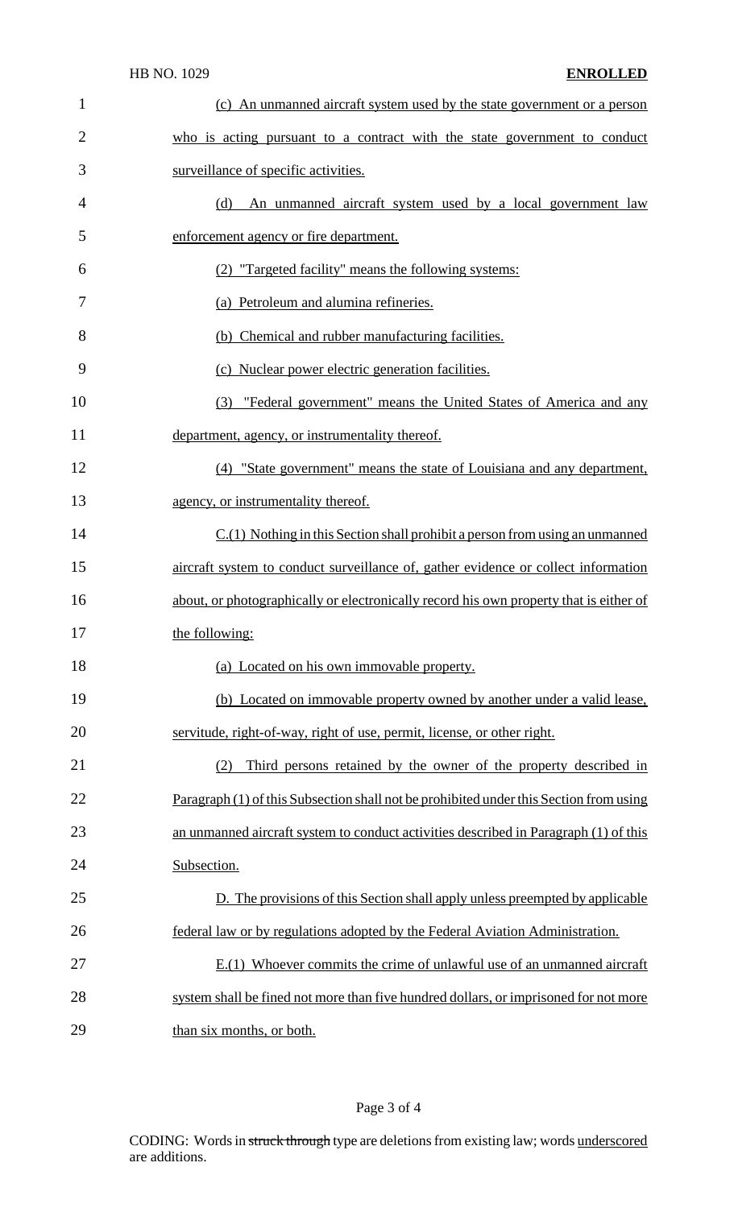(c) An unmanned aircraft system used by the state government or a person who is acting pursuant to a contract with the state government to conduct surveillance of specific activities.

(d) An unmanned aircraft system used by a local government law enforcement agency or fire department.

(2) "Targeted facility" means the following systems:

(a) Petroleum and alumina refineries.

(b) Chemical and rubber manufacturing facilities.

(c) Nuclear power electric generation facilities.

(3) "Federal government" means the United States of America and any department, agency, or instrumentality thereof.

(4) "State government" means the state of Louisiana and any department, agency, or instrumentality thereof.

C.(1) Nothing in this Section shall prohibit a person from using an unmanned aircraft system to conduct surveillance of, gather evidence or collect information about, or photographically or electronically record his own property that is either of the following:

(a) Located on his own immovable property.

(b) Located on immovable property owned by another under a valid lease, servitude, right-of-way, right of use, permit, license, or other right.

(2) Third persons retained by the owner of the property described in Paragraph (1) of this Subsection shall not be prohibited under this Section from using an unmanned aircraft system to conduct activities described in Paragraph (1) of this Subsection.

D. The provisions of this Section shall apply unless preempted by applicable federal law or by regulations adopted by the Federal Aviation Administration.

E.(1) Whoever commits the crime of unlawful use of an unmanned aircraft system shall be fined not more than five hundred dollars, or imprisoned for not more than six months, or both.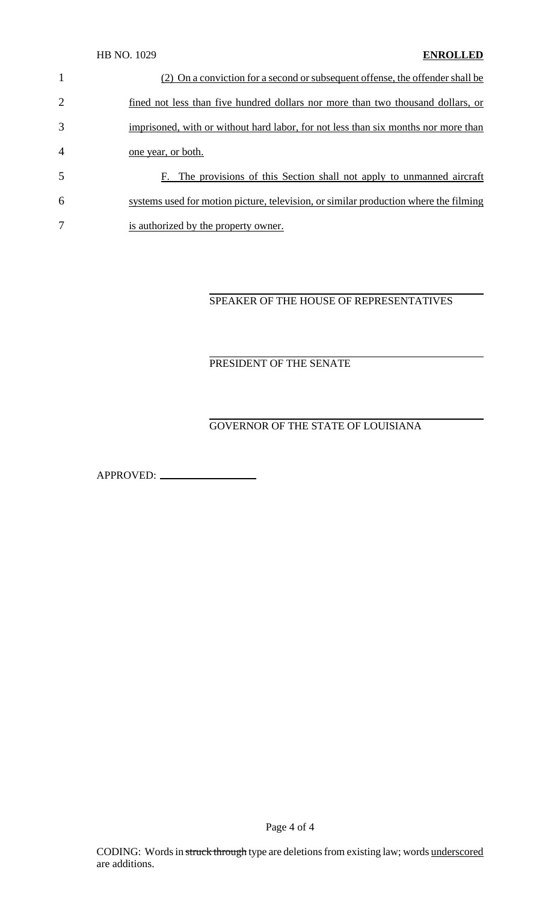(2) On a conviction for a second or subsequent offense, the offender shall be fined not less than five hundred dollars nor more than two thousand dollars, or imprisoned, with or without hard labor, for not less than six months nor more than one year, or both.

F. The provisions of this Section shall not apply to unmanned aircraft systems used for motion picture, television, or similar production where the filming is authorized by the property owner.

SPEAKER OF THE HOUSE OF REPRESENTATIVES

PRESIDENT OF THE SENATE

GOVERNOR OF THE STATE OF LOUISIANA

APPROVED: \_\_\_\_\_\_\_\_\_\_\_\_\_\_\_\_\_\_

CODING: Words in struck through type are deletions from existing law; words underscored are additions.